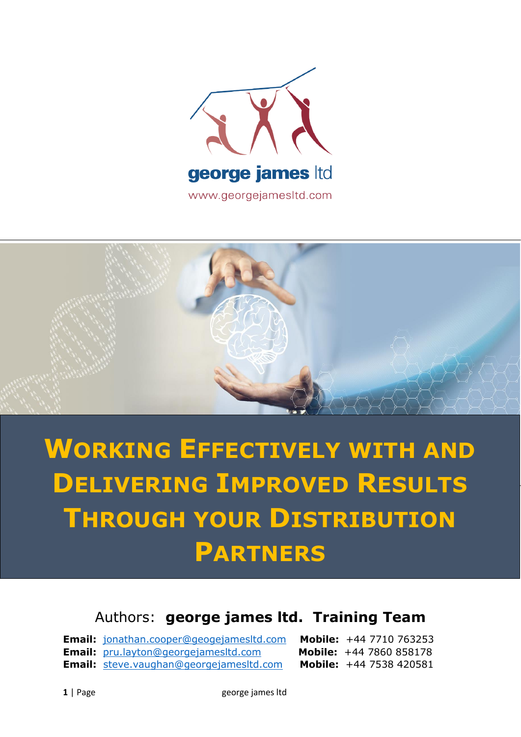george james ltd

www.georgejamesltd.com

# Working Effectively with and Delivering Improved Results Through your Distribution Partners

Authors: **george james ltd. Training Team**

**Email:** jonathan.cooper@geogejamesltd.com **Mobile:** +44 7710 763253
**Email:** pru.layton@georgejamesltd.com **Mobile:** +44 7860 858178
**Email:** steve.vaughan@georgejamesltd.com **Mobile:** +44 7538 420581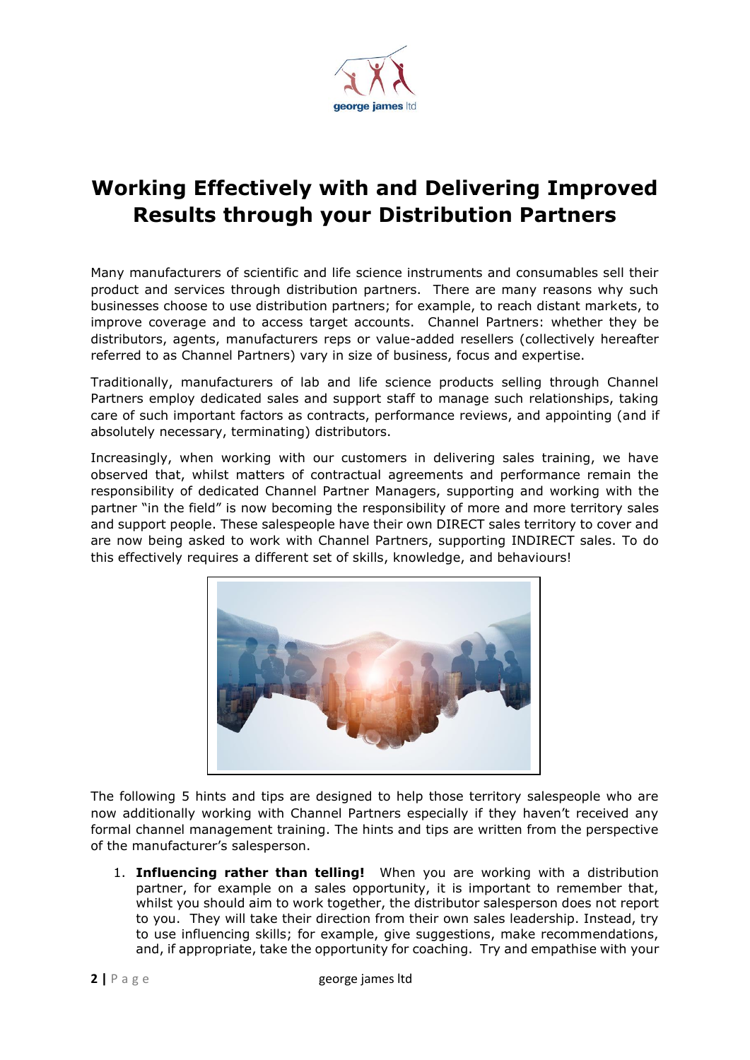# Working Effectively with and Delivering Improved Results through your Distribution Partners

Many manufacturers of scientific and life science instruments and consumables sell their product and services through distribution partners. There are many reasons why such businesses choose to use distribution partners; for example, to reach distant markets, to improve coverage and to access target accounts. Channel Partners: whether they be distributors, agents, manufacturers reps or value-added resellers (collectively hereafter referred to as Channel Partners) vary in size of business, focus and expertise.

Traditionally, manufacturers of lab and life science products selling through Channel Partners employ dedicated sales and support staff to manage such relationships, taking care of such important factors as contracts, performance reviews, and appointing (and if absolutely necessary, terminating) distributors.

Increasingly, when working with our customers in delivering sales training, we have observed that, whilst matters of contractual agreements and performance remain the responsibility of dedicated Channel Partner Managers, supporting and working with the partner "in the field" is now becoming the responsibility of more and more territory sales and support people. These salespeople have their own DIRECT sales territory to cover and are now being asked to work with Channel Partners, supporting INDIRECT sales. To do this effectively requires a different set of skills, knowledge, and behaviours!

The following 5 hints and tips are designed to help those territory salespeople who are now additionally working with Channel Partners especially if they haven't received any formal channel management training. The hints and tips are written from the perspective of the manufacturer's salesperson.

1. **Influencing rather than telling!** When you are working with a distribution partner, for example on a sales opportunity, it is important to remember that, whilst you should aim to work together, the distributor salesperson does not report to you. They will take their direction from their own sales leadership. Instead, try to use influencing skills; for example, give suggestions, make recommendations, and, if appropriate, take the opportunity for coaching. Try and empathise with your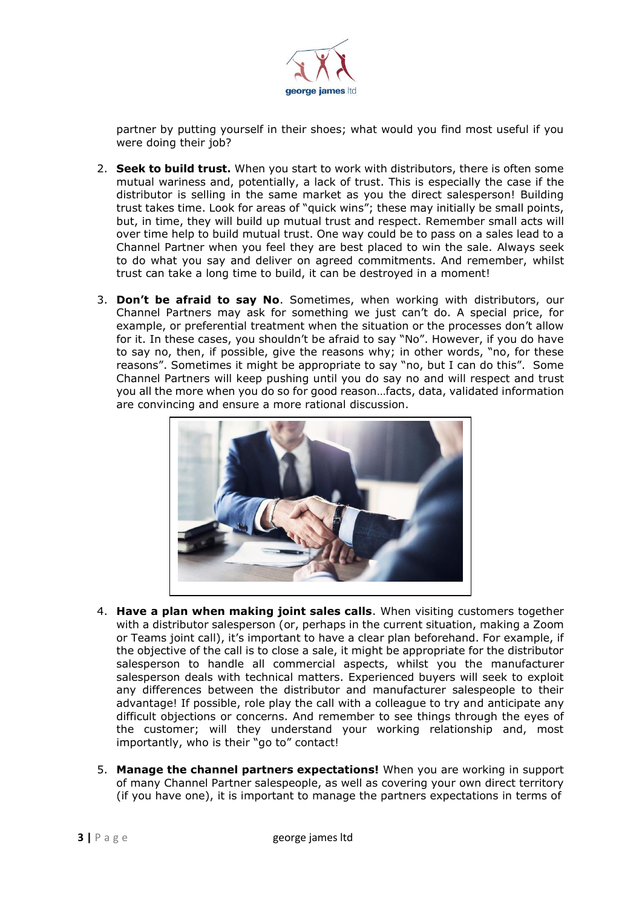partner by putting yourself in their shoes; what would you find most useful if you were doing their job?

2. **Seek to build trust.** When you start to work with distributors, there is often some mutual wariness and, potentially, a lack of trust. This is especially the case if the distributor is selling in the same market as you the direct salesperson! Building trust takes time. Look for areas of "quick wins"; these may initially be small points, but, in time, they will build up mutual trust and respect. Remember small acts will over time help to build mutual trust. One way could be to pass on a sales lead to a Channel Partner when you feel they are best placed to win the sale. Always seek to do what you say and deliver on agreed commitments. And remember, whilst trust can take a long time to build, it can be destroyed in a moment!

3. **Don't be afraid to say No**. Sometimes, when working with distributors, our Channel Partners may ask for something we just can't do. A special price, for example, or preferential treatment when the situation or the processes don't allow for it. In these cases, you shouldn't be afraid to say "No". However, if you do have to say no, then, if possible, give the reasons why; in other words, "no, for these reasons". Sometimes it might be appropriate to say "no, but I can do this". Some Channel Partners will keep pushing until you do say no and will respect and trust you all the more when you do so for good reason…facts, data, validated information are convincing and ensure a more rational discussion.

4. **Have a plan when making joint sales calls**. When visiting customers together with a distributor salesperson (or, perhaps in the current situation, making a Zoom or Teams joint call), it's important to have a clear plan beforehand. For example, if the objective of the call is to close a sale, it might be appropriate for the distributor salesperson to handle all commercial aspects, whilst you the manufacturer salesperson deals with technical matters. Experienced buyers will seek to exploit any differences between the distributor and manufacturer salespeople to their advantage! If possible, role play the call with a colleague to try and anticipate any difficult objections or concerns. And remember to see things through the eyes of the customer; will they understand your working relationship and, most importantly, who is their "go to" contact!

5. **Manage the channel partners expectations!** When you are working in support of many Channel Partner salespeople, as well as covering your own direct territory (if you have one), it is important to manage the partners expectations in terms of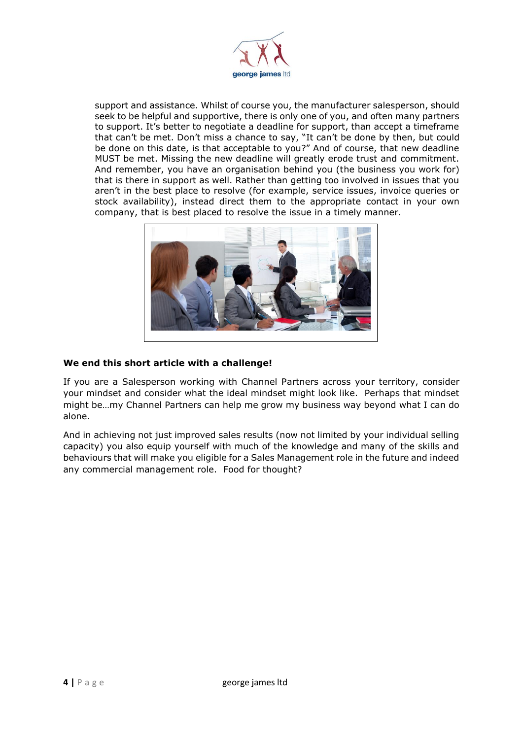support and assistance. Whilst of course you, the manufacturer salesperson, should seek to be helpful and supportive, there is only one of you, and often many partners to support. It's better to negotiate a deadline for support, than accept a timeframe that can't be met. Don't miss a chance to say, "It can't be done by then, but could be done on this date, is that acceptable to you?" And of course, that new deadline MUST be met. Missing the new deadline will greatly erode trust and commitment. And remember, you have an organisation behind you (the business you work for) that is there in support as well. Rather than getting too involved in issues that you aren't in the best place to resolve (for example, service issues, invoice queries or stock availability), instead direct them to the appropriate contact in your own company, that is best placed to resolve the issue in a timely manner.

**We end this short article with a challenge!**

If you are a Salesperson working with Channel Partners across your territory, consider your mindset and consider what the ideal mindset might look like. Perhaps that mindset might be…my Channel Partners can help me grow my business way beyond what I can do alone.

And in achieving not just improved sales results (now not limited by your individual selling capacity) you also equip yourself with much of the knowledge and many of the skills and behaviours that will make you eligible for a Sales Management role in the future and indeed any commercial management role. Food for thought?